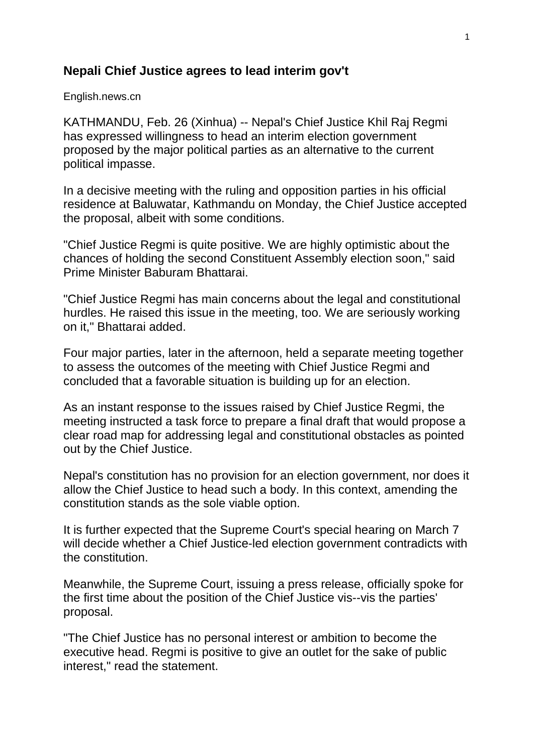# Nepali Chief Justice agrees to lead interim gov't

English.news.cn

KATHMANDU, Feb. 26 (Xinhua) -- Nepal's Chief Justice Khil Raj Regmi has expressed willingness to head an interim election government proposed by the major political parties as an alternative to the current political impasse.

In a decisive meeting with the ruling and opposition parties in his official residence at Baluwatar, Kathmandu on Monday, the Chief Justice accepted the proposal, albeit with some conditions.

"Chief Justice Regmi is quite positive. We are highly optimistic about the chances of holding the second Constituent Assembly election soon," said Prime Minister Baburam Bhattarai.

"Chief Justice Regmi has main concerns about the legal and constitutional hurdles. He raised this issue in the meeting, too. We are seriously working on it," Bhattarai added.

Four major parties, later in the afternoon, held a separate meeting together to assess the outcomes of the meeting with Chief Justice Regmi and concluded that a favorable situation is building up for an election.

As an instant response to the issues raised by Chief Justice Regmi, the meeting instructed a task force to prepare a final draft that would propose a clear road map for addressing legal and constitutional obstacles as pointed out by the Chief Justice.

Nepal's constitution has no provision for an election government, nor does it allow the Chief Justice to head such a body. In this context, amending the constitution stands as the sole viable option.

It is further expected that the Supreme Court's special hearing on March 7 will decide whether a Chief Justice-led election government contradicts with the constitution.

Meanwhile, the Supreme Court, issuing a press release, officially spoke for the first time about the position of the Chief Justice vis--vis the parties' proposal.

"The Chief Justice has no personal interest or ambition to become the executive head. Regmi is positive to give an outlet for the sake of public interest," read the statement.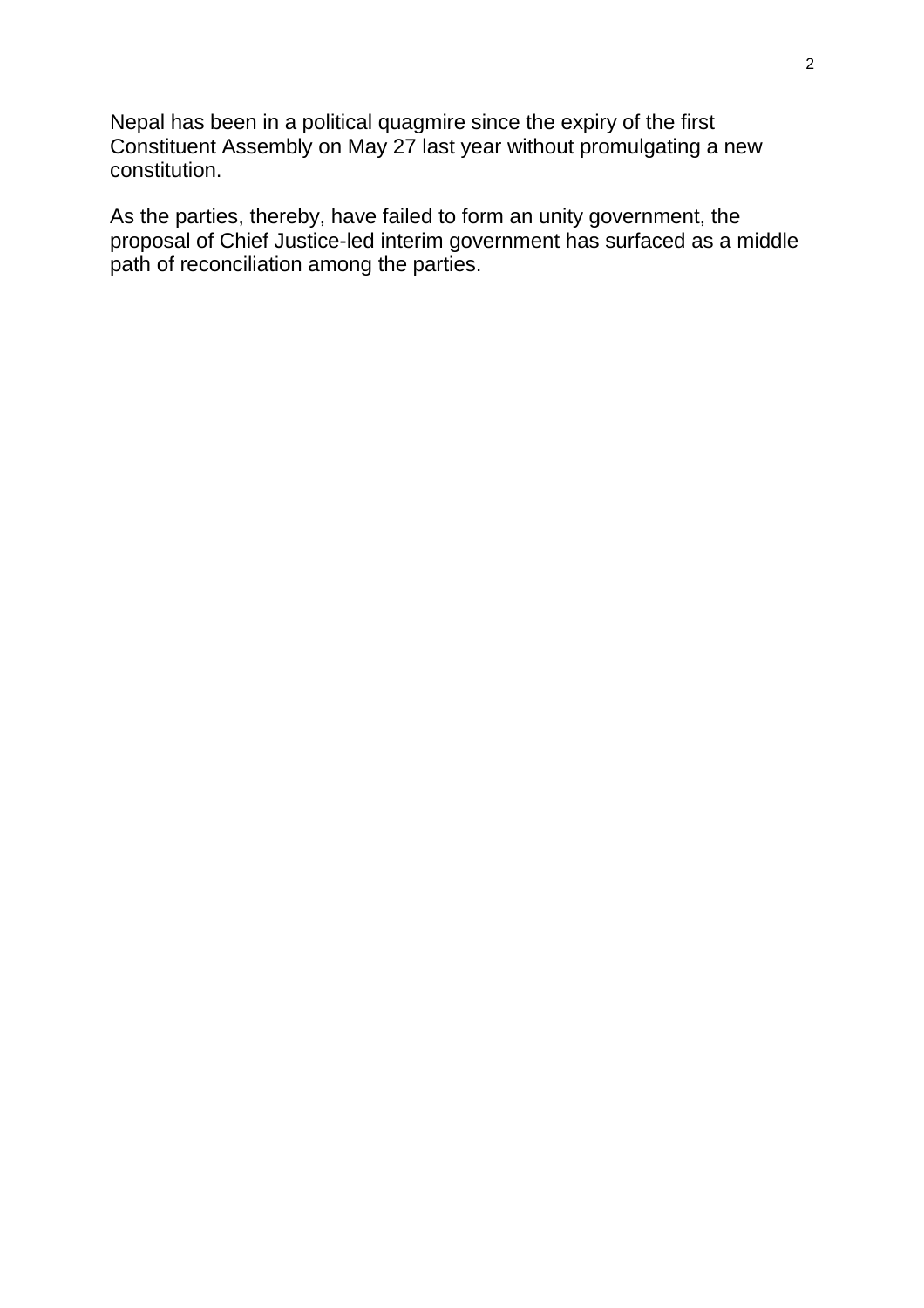Nepal has been in a political quagmire since the expiry of the first Constituent Assembly on May 27 last year without promulgating a new constitution.

As the parties, thereby, have failed to form an unity government, the proposal of Chief Justice-led interim government has surfaced as a middle path of reconciliation among the parties.